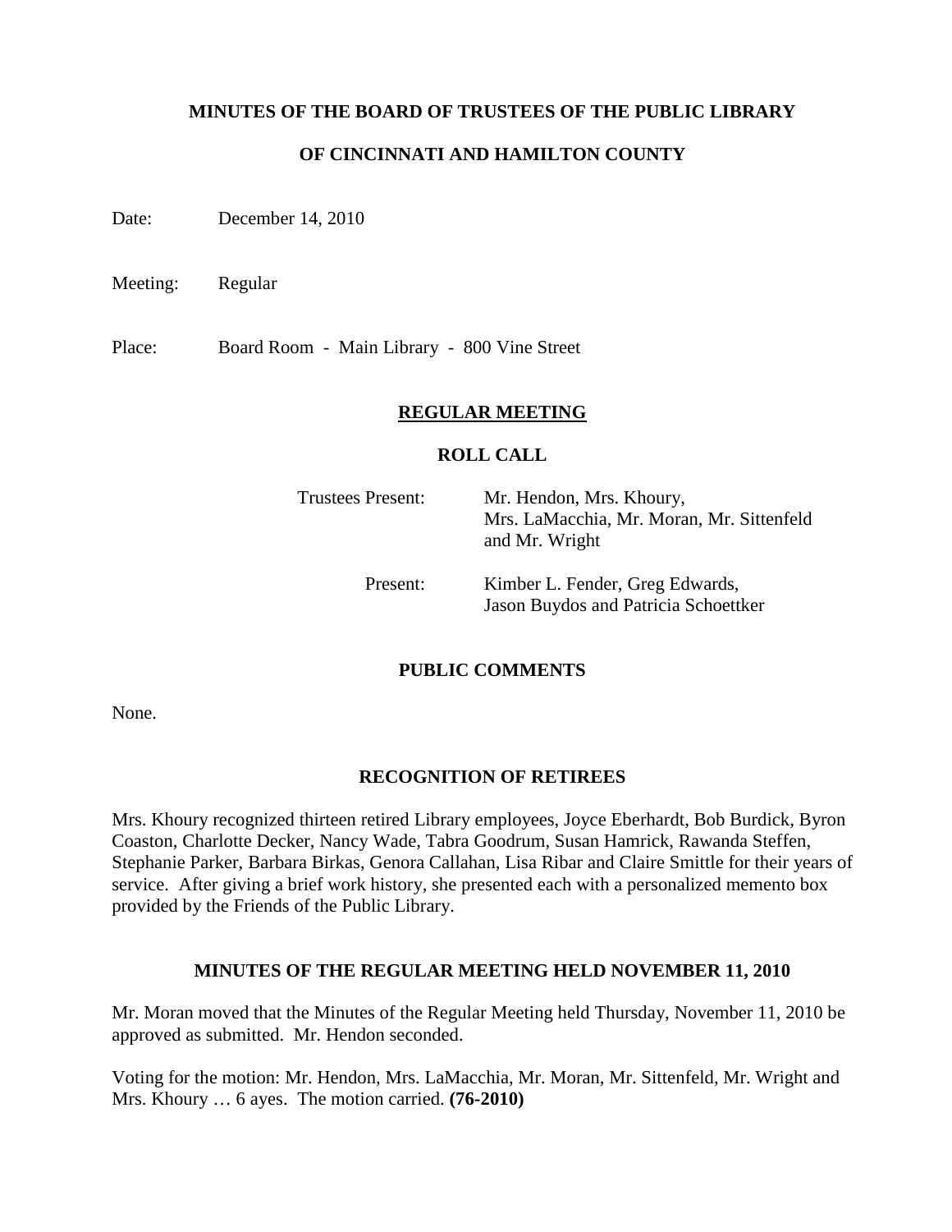# MINUTES OF THE BOARD OF TRUSTEES OF THE PUBLIC LIBRARY

# OF CINCINNATI AND HAMILTON COUNTY

Date: December 14, 2010

Meeting: Regular

Place: Board Room - Main Library - 800 Vine Street

## REGULAR MEETING

### ROLL CALL

Trustees Present: Mr. Hendon, Mrs. Khoury, Mrs. LaMacchia, Mr. Moran, Mr. Sittenfeld and Mr. Wright

Present: Kimber L. Fender, Greg Edwards, Jason Buydos and Patricia Schoettker

### PUBLIC COMMENTS

None.

### RECOGNITION OF RETIREES

Mrs. Khoury recognized thirteen retired Library employees, Joyce Eberhardt, Bob Burdick, Byron Coaston, Charlotte Decker, Nancy Wade, Tabra Goodrum, Susan Hamrick, Rawanda Steffen, Stephanie Parker, Barbara Birkas, Genora Callahan, Lisa Ribar and Claire Smittle for their years of service. After giving a brief work history, she presented each with a personalized memento box provided by the Friends of the Public Library.

### MINUTES OF THE REGULAR MEETING HELD NOVEMBER 11, 2010

Mr. Moran moved that the Minutes of the Regular Meeting held Thursday, November 11, 2010 be approved as submitted. Mr. Hendon seconded.

Voting for the motion: Mr. Hendon, Mrs. LaMacchia, Mr. Moran, Mr. Sittenfeld, Mr. Wright and Mrs. Khoury … 6 ayes. The motion carried. **(76-2010)**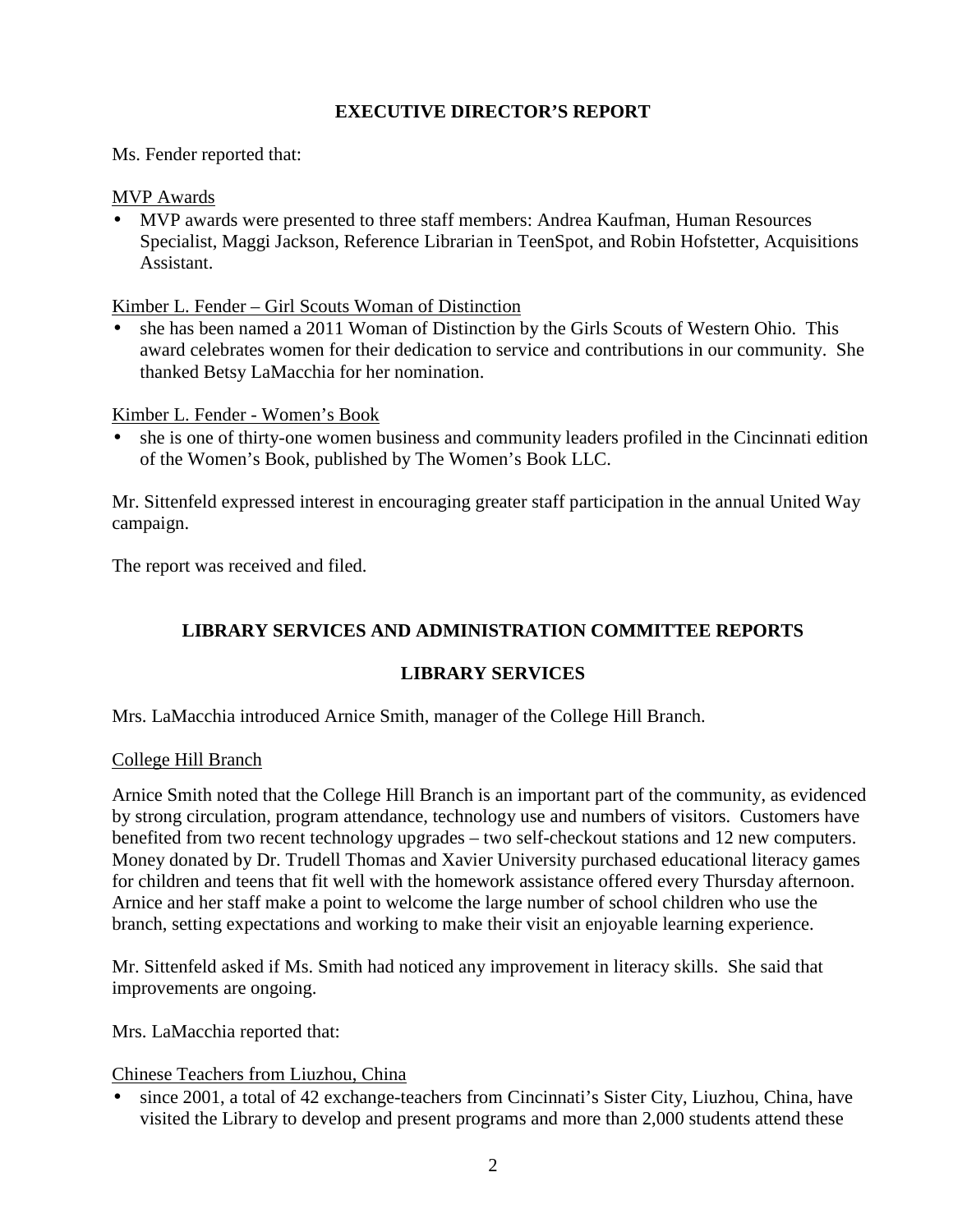## EXECUTIVE DIRECTOR'S REPORT

Ms. Fender reported that:

MVP Awards

- MVP awards were presented to three staff members: Andrea Kaufman, Human Resources Specialist, Maggi Jackson, Reference Librarian in TeenSpot, and Robin Hofstetter, Acquisitions Assistant.

Kimber L. Fender – Girl Scouts Woman of Distinction

- she has been named a 2011 Woman of Distinction by the Girls Scouts of Western Ohio. This award celebrates women for their dedication to service and contributions in our community. She thanked Betsy LaMacchia for her nomination.

Kimber L. Fender - Women's Book

- she is one of thirty-one women business and community leaders profiled in the Cincinnati edition of the Women's Book, published by The Women's Book LLC.

Mr. Sittenfeld expressed interest in encouraging greater staff participation in the annual United Way campaign.

The report was received and filed.

## LIBRARY SERVICES AND ADMINISTRATION COMMITTEE REPORTS

### LIBRARY SERVICES

Mrs. LaMacchia introduced Arnice Smith, manager of the College Hill Branch.

College Hill Branch

Arnice Smith noted that the College Hill Branch is an important part of the community, as evidenced by strong circulation, program attendance, technology use and numbers of visitors. Customers have benefited from two recent technology upgrades – two self-checkout stations and 12 new computers. Money donated by Dr. Trudell Thomas and Xavier University purchased educational literacy games for children and teens that fit well with the homework assistance offered every Thursday afternoon. Arnice and her staff make a point to welcome the large number of school children who use the branch, setting expectations and working to make their visit an enjoyable learning experience.

Mr. Sittenfeld asked if Ms. Smith had noticed any improvement in literacy skills. She said that improvements are ongoing.

Mrs. LaMacchia reported that:

Chinese Teachers from Liuzhou, China

- since 2001, a total of 42 exchange-teachers from Cincinnati's Sister City, Liuzhou, China, have visited the Library to develop and present programs and more than 2,000 students attend these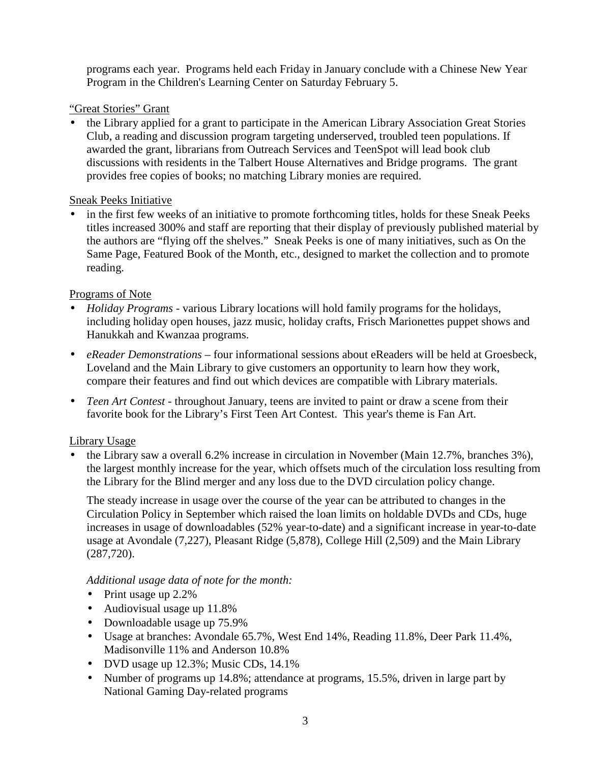programs each year. Programs held each Friday in January conclude with a Chinese New Year Program in the Children's Learning Center on Saturday February 5.

<u>"Great Stories" Grant</u>

- the Library applied for a grant to participate in the American Library Association Great Stories Club, a reading and discussion program targeting underserved, troubled teen populations. If awarded the grant, librarians from Outreach Services and TeenSpot will lead book club discussions with residents in the Talbert House Alternatives and Bridge programs. The grant provides free copies of books; no matching Library monies are required.

<u>Sneak Peeks Initiative</u>

- in the first few weeks of an initiative to promote forthcoming titles, holds for these Sneak Peeks titles increased 300% and staff are reporting that their display of previously published material by the authors are "flying off the shelves." Sneak Peeks is one of many initiatives, such as On the Same Page, Featured Book of the Month, etc., designed to market the collection and to promote reading.

<u>Programs of Note</u>

- *Holiday Programs* - various Library locations will hold family programs for the holidays, including holiday open houses, jazz music, holiday crafts, Frisch Marionettes puppet shows and Hanukkah and Kwanzaa programs.
- *eReader Demonstrations* – four informational sessions about eReaders will be held at Groesbeck, Loveland and the Main Library to give customers an opportunity to learn how they work, compare their features and find out which devices are compatible with Library materials.
- *Teen Art Contest* - throughout January, teens are invited to paint or draw a scene from their favorite book for the Library's First Teen Art Contest. This year's theme is Fan Art.

<u>Library Usage</u>

- the Library saw a overall 6.2% increase in circulation in November (Main 12.7%, branches 3%), the largest monthly increase for the year, which offsets much of the circulation loss resulting from the Library for the Blind merger and any loss due to the DVD circulation policy change.

  The steady increase in usage over the course of the year can be attributed to changes in the Circulation Policy in September which raised the loan limits on holdable DVDs and CDs, huge increases in usage of downloadables (52% year-to-date) and a significant increase in year-to-date usage at Avondale (7,227), Pleasant Ridge (5,878), College Hill (2,509) and the Main Library (287,720).

  *Additional usage data of note for the month:*

  - Print usage up 2.2%
  - Audiovisual usage up 11.8%
  - Downloadable usage up 75.9%
  - Usage at branches: Avondale 65.7%, West End 14%, Reading 11.8%, Deer Park 11.4%, Madisonville 11% and Anderson 10.8%
  - DVD usage up 12.3%; Music CDs, 14.1%
  - Number of programs up 14.8%; attendance at programs, 15.5%, driven in large part by National Gaming Day-related programs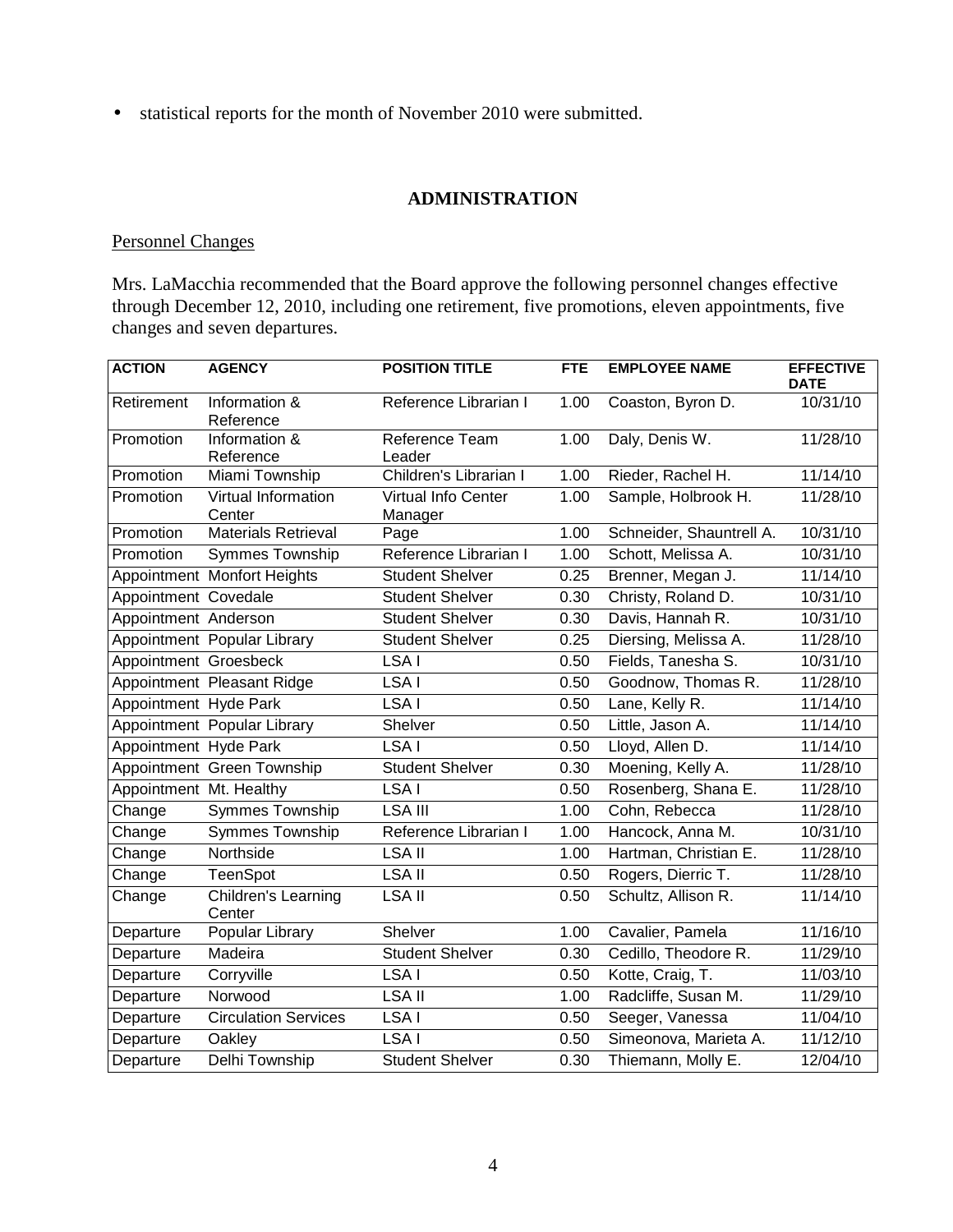- statistical reports for the month of November 2010 were submitted.

## ADMINISTRATION

### Personnel Changes

Mrs. LaMacchia recommended that the Board approve the following personnel changes effective through December 12, 2010, including one retirement, five promotions, eleven appointments, five changes and seven departures.

| ACTION | AGENCY | POSITION TITLE | FTE | EMPLOYEE NAME | EFFECTIVE DATE |
|---|---|---|---|---|---|
| Retirement | Information & Reference | Reference Librarian I | 1.00 | Coaston, Byron D. | 10/31/10 |
| Promotion | Information & Reference | Reference Team Leader | 1.00 | Daly, Denis W. | 11/28/10 |
| Promotion | Miami Township | Children's Librarian I | 1.00 | Rieder, Rachel H. | 11/14/10 |
| Promotion | Virtual Information Center | Virtual Info Center Manager | 1.00 | Sample, Holbrook H. | 11/28/10 |
| Promotion | Materials Retrieval | Page | 1.00 | Schneider, Shauntrell A. | 10/31/10 |
| Promotion | Symmes Township | Reference Librarian I | 1.00 | Schott, Melissa A. | 10/31/10 |
| Appointment | Monfort Heights | Student Shelver | 0.25 | Brenner, Megan J. | 11/14/10 |
| Appointment | Covedale | Student Shelver | 0.30 | Christy, Roland D. | 10/31/10 |
| Appointment | Anderson | Student Shelver | 0.30 | Davis, Hannah R. | 10/31/10 |
| Appointment | Popular Library | Student Shelver | 0.25 | Diersing, Melissa A. | 11/28/10 |
| Appointment | Groesbeck | LSA I | 0.50 | Fields, Tanesha S. | 10/31/10 |
| Appointment | Pleasant Ridge | LSA I | 0.50 | Goodnow, Thomas R. | 11/28/10 |
| Appointment | Hyde Park | LSA I | 0.50 | Lane, Kelly R. | 11/14/10 |
| Appointment | Popular Library | Shelver | 0.50 | Little, Jason A. | 11/14/10 |
| Appointment | Hyde Park | LSA I | 0.50 | Lloyd, Allen D. | 11/14/10 |
| Appointment | Green Township | Student Shelver | 0.30 | Moening, Kelly A. | 11/28/10 |
| Appointment | Mt. Healthy | LSA I | 0.50 | Rosenberg, Shana E. | 11/28/10 |
| Change | Symmes Township | LSA III | 1.00 | Cohn, Rebecca | 11/28/10 |
| Change | Symmes Township | Reference Librarian I | 1.00 | Hancock, Anna M. | 10/31/10 |
| Change | Northside | LSA II | 1.00 | Hartman, Christian E. | 11/28/10 |
| Change | TeenSpot | LSA II | 0.50 | Rogers, Dierric T. | 11/28/10 |
| Change | Children's Learning Center | LSA II | 0.50 | Schultz, Allison R. | 11/14/10 |
| Departure | Popular Library | Shelver | 1.00 | Cavalier, Pamela | 11/16/10 |
| Departure | Madeira | Student Shelver | 0.30 | Cedillo, Theodore R. | 11/29/10 |
| Departure | Corryville | LSA I | 0.50 | Kotte, Craig, T. | 11/03/10 |
| Departure | Norwood | LSA II | 1.00 | Radcliffe, Susan M. | 11/29/10 |
| Departure | Circulation Services | LSA I | 0.50 | Seeger, Vanessa | 11/04/10 |
| Departure | Oakley | LSA I | 0.50 | Simeonova, Marieta A. | 11/12/10 |
| Departure | Delhi Township | Student Shelver | 0.30 | Thiemann, Molly E. | 12/04/10 |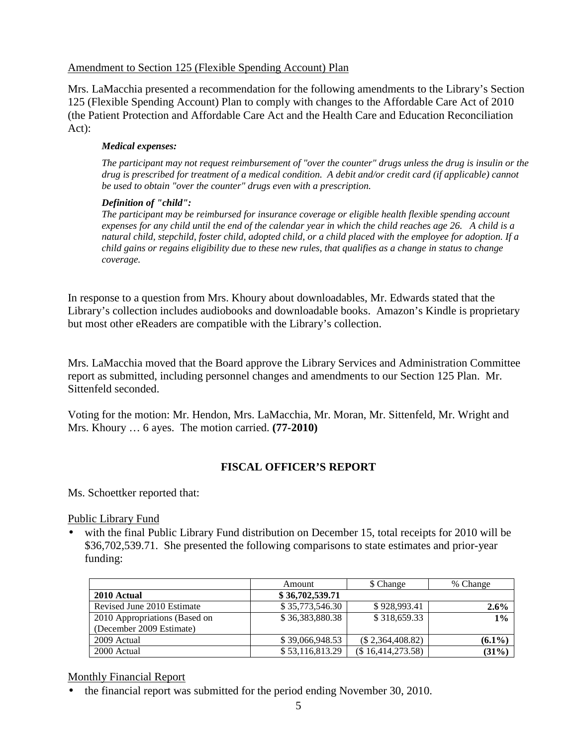Amendment to Section 125 (Flexible Spending Account) Plan

Mrs. LaMacchia presented a recommendation for the following amendments to the Library's Section 125 (Flexible Spending Account) Plan to comply with changes to the Affordable Care Act of 2010 (the Patient Protection and Affordable Care Act and the Health Care and Education Reconciliation Act):

> ***Medical expenses:***
>
> *The participant may not request reimbursement of "over the counter" drugs unless the drug is insulin or the drug is prescribed for treatment of a medical condition. A debit and/or credit card (if applicable) cannot be used to obtain "over the counter" drugs even with a prescription.*
>
> ***Definition of "child":***
> *The participant may be reimbursed for insurance coverage or eligible health flexible spending account expenses for any child until the end of the calendar year in which the child reaches age 26. A child is a natural child, stepchild, foster child, adopted child, or a child placed with the employee for adoption. If a child gains or regains eligibility due to these new rules, that qualifies as a change in status to change coverage.*

In response to a question from Mrs. Khoury about downloadables, Mr. Edwards stated that the Library's collection includes audiobooks and downloadable books. Amazon's Kindle is proprietary but most other eReaders are compatible with the Library's collection.

Mrs. LaMacchia moved that the Board approve the Library Services and Administration Committee report as submitted, including personnel changes and amendments to our Section 125 Plan. Mr. Sittenfeld seconded.

Voting for the motion: Mr. Hendon, Mrs. LaMacchia, Mr. Moran, Mr. Sittenfeld, Mr. Wright and Mrs. Khoury … 6 ayes. The motion carried. **(77-2010)**

## FISCAL OFFICER'S REPORT

Ms. Schoettker reported that:

Public Library Fund

- with the final Public Library Fund distribution on December 15, total receipts for 2010 will be \$36,702,539.71. She presented the following comparisons to state estimates and prior-year funding:

| | Amount | $ Change | % Change |
|---|---|---|---|
| **2010 Actual** | **$ 36,702,539.71** | | |
| Revised June 2010 Estimate | $ 35,773,546.30 | $ 928,993.41 | **2.6%** |
| 2010 Appropriations (Based on (December 2009 Estimate) | $ 36,383,880.38 | $ 318,659.33 | **1%** |
| 2009 Actual | $ 39,066,948.53 | ($ 2,364,408.82) | **(6.1%)** |
| 2000 Actual | $ 53,116,813.29 | ($ 16,414,273.58) | **(31%)** |

Monthly Financial Report

- the financial report was submitted for the period ending November 30, 2010.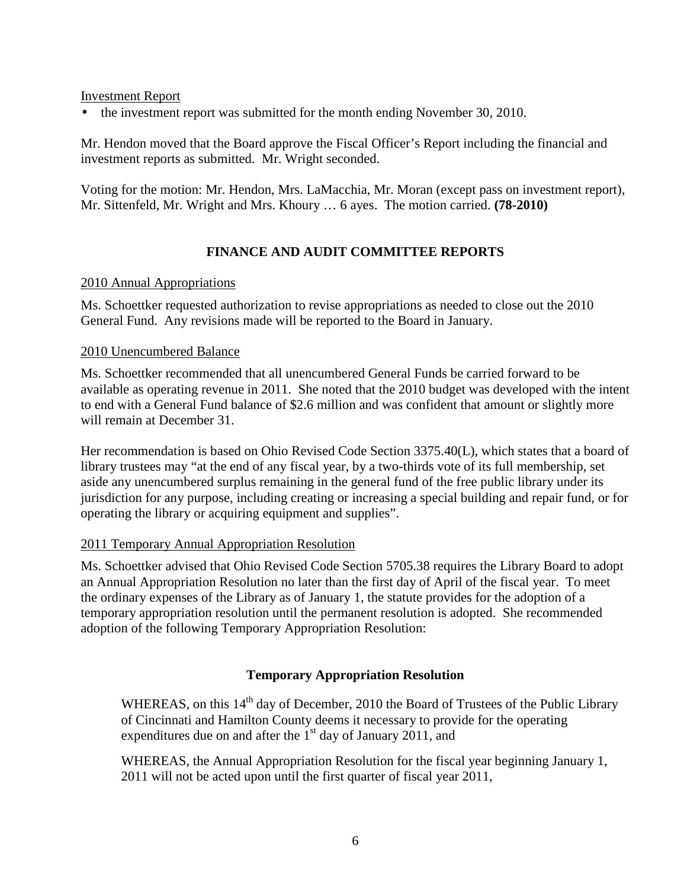Investment Report

- the investment report was submitted for the month ending November 30, 2010.

Mr. Hendon moved that the Board approve the Fiscal Officer's Report including the financial and investment reports as submitted. Mr. Wright seconded.

Voting for the motion: Mr. Hendon, Mrs. LaMacchia, Mr. Moran (except pass on investment report), Mr. Sittenfeld, Mr. Wright and Mrs. Khoury … 6 ayes. The motion carried. **(78-2010)**

## FINANCE AND AUDIT COMMITTEE REPORTS

2010 Annual Appropriations

Ms. Schoettker requested authorization to revise appropriations as needed to close out the 2010 General Fund. Any revisions made will be reported to the Board in January.

2010 Unencumbered Balance

Ms. Schoettker recommended that all unencumbered General Funds be carried forward to be available as operating revenue in 2011. She noted that the 2010 budget was developed with the intent to end with a General Fund balance of $2.6 million and was confident that amount or slightly more will remain at December 31.

Her recommendation is based on Ohio Revised Code Section 3375.40(L), which states that a board of library trustees may "at the end of any fiscal year, by a two-thirds vote of its full membership, set aside any unencumbered surplus remaining in the general fund of the free public library under its jurisdiction for any purpose, including creating or increasing a special building and repair fund, or for operating the library or acquiring equipment and supplies".

2011 Temporary Annual Appropriation Resolution

Ms. Schoettker advised that Ohio Revised Code Section 5705.38 requires the Library Board to adopt an Annual Appropriation Resolution no later than the first day of April of the fiscal year. To meet the ordinary expenses of the Library as of January 1, the statute provides for the adoption of a temporary appropriation resolution until the permanent resolution is adopted. She recommended adoption of the following Temporary Appropriation Resolution:

### Temporary Appropriation Resolution

WHEREAS, on this 14th day of December, 2010 the Board of Trustees of the Public Library of Cincinnati and Hamilton County deems it necessary to provide for the operating expenditures due on and after the 1st day of January 2011, and

WHEREAS, the Annual Appropriation Resolution for the fiscal year beginning January 1, 2011 will not be acted upon until the first quarter of fiscal year 2011,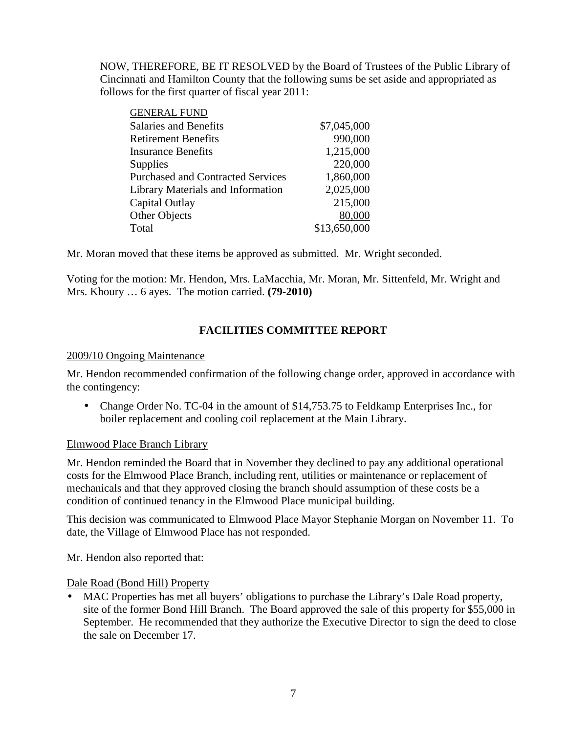NOW, THEREFORE, BE IT RESOLVED by the Board of Trustees of the Public Library of Cincinnati and Hamilton County that the following sums be set aside and appropriated as follows for the first quarter of fiscal year 2011:

| GENERAL FUND | |
|---|---|
| Salaries and Benefits | \$7,045,000 |
| Retirement Benefits | 990,000 |
| Insurance Benefits | 1,215,000 |
| Supplies | 220,000 |
| Purchased and Contracted Services | 1,860,000 |
| Library Materials and Information | 2,025,000 |
| Capital Outlay | 215,000 |
| Other Objects | 80,000 |
| Total | \$13,650,000 |

Mr. Moran moved that these items be approved as submitted. Mr. Wright seconded.

Voting for the motion: Mr. Hendon, Mrs. LaMacchia, Mr. Moran, Mr. Sittenfeld, Mr. Wright and Mrs. Khoury … 6 ayes. The motion carried. **(79-2010)**

## FACILITIES COMMITTEE REPORT

2009/10 Ongoing Maintenance

Mr. Hendon recommended confirmation of the following change order, approved in accordance with the contingency:

- Change Order No. TC-04 in the amount of \$14,753.75 to Feldkamp Enterprises Inc., for boiler replacement and cooling coil replacement at the Main Library.

Elmwood Place Branch Library

Mr. Hendon reminded the Board that in November they declined to pay any additional operational costs for the Elmwood Place Branch, including rent, utilities or maintenance or replacement of mechanicals and that they approved closing the branch should assumption of these costs be a condition of continued tenancy in the Elmwood Place municipal building.

This decision was communicated to Elmwood Place Mayor Stephanie Morgan on November 11. To date, the Village of Elmwood Place has not responded.

Mr. Hendon also reported that:

Dale Road (Bond Hill) Property

- MAC Properties has met all buyers' obligations to purchase the Library's Dale Road property, site of the former Bond Hill Branch. The Board approved the sale of this property for \$55,000 in September. He recommended that they authorize the Executive Director to sign the deed to close the sale on December 17.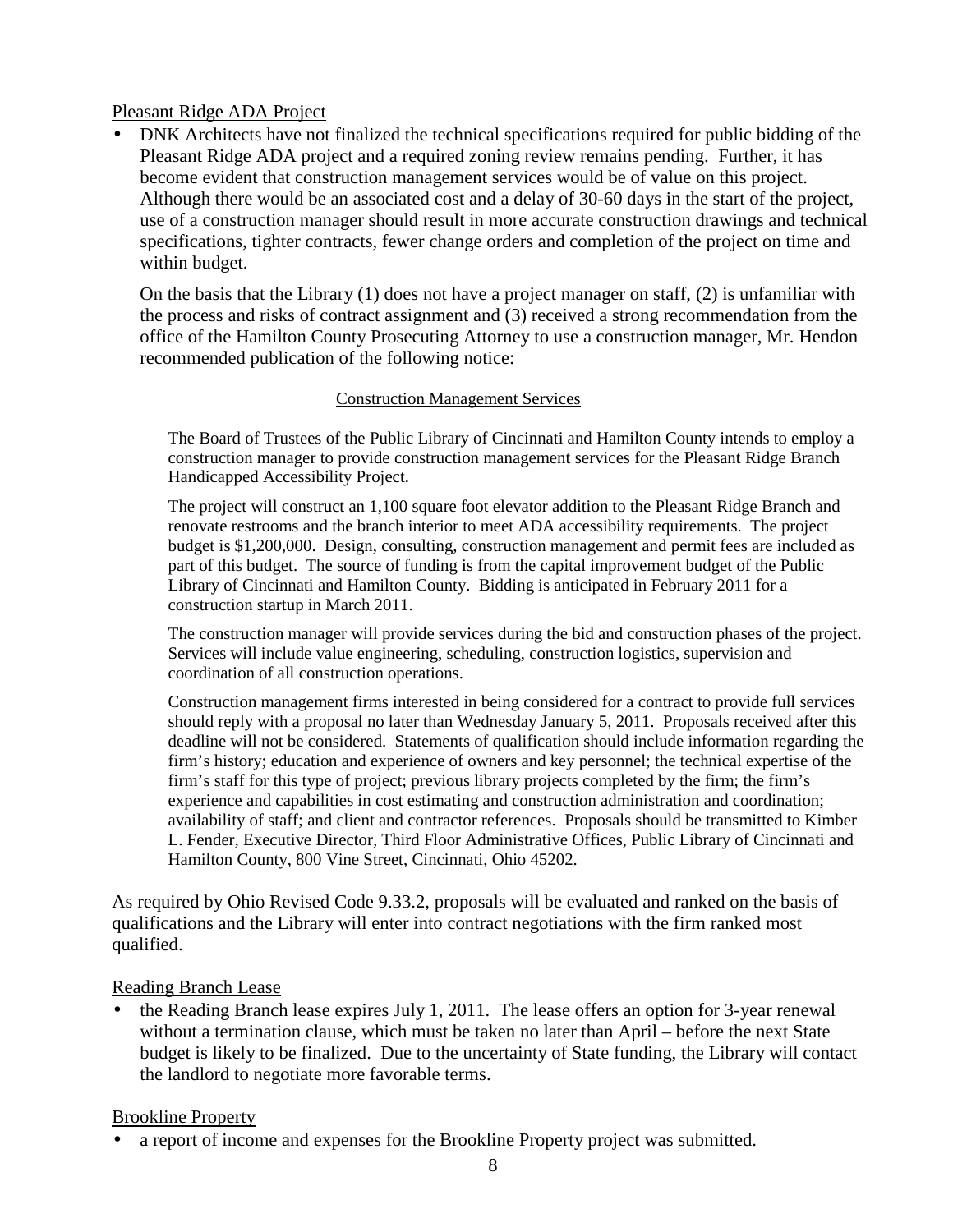Pleasant Ridge ADA Project

- DNK Architects have not finalized the technical specifications required for public bidding of the Pleasant Ridge ADA project and a required zoning review remains pending. Further, it has become evident that construction management services would be of value on this project. Although there would be an associated cost and a delay of 30-60 days in the start of the project, use of a construction manager should result in more accurate construction drawings and technical specifications, tighter contracts, fewer change orders and completion of the project on time and within budget.

  On the basis that the Library (1) does not have a project manager on staff, (2) is unfamiliar with the process and risks of contract assignment and (3) received a strong recommendation from the office of the Hamilton County Prosecuting Attorney to use a construction manager, Mr. Hendon recommended publication of the following notice:

  Construction Management Services

  > The Board of Trustees of the Public Library of Cincinnati and Hamilton County intends to employ a construction manager to provide construction management services for the Pleasant Ridge Branch Handicapped Accessibility Project.
  >
  > The project will construct an 1,100 square foot elevator addition to the Pleasant Ridge Branch and renovate restrooms and the branch interior to meet ADA accessibility requirements. The project budget is $1,200,000. Design, consulting, construction management and permit fees are included as part of this budget. The source of funding is from the capital improvement budget of the Public Library of Cincinnati and Hamilton County. Bidding is anticipated in February 2011 for a construction startup in March 2011.
  >
  > The construction manager will provide services during the bid and construction phases of the project. Services will include value engineering, scheduling, construction logistics, supervision and coordination of all construction operations.
  >
  > Construction management firms interested in being considered for a contract to provide full services should reply with a proposal no later than Wednesday January 5, 2011. Proposals received after this deadline will not be considered. Statements of qualification should include information regarding the firm's history; education and experience of owners and key personnel; the technical expertise of the firm's staff for this type of project; previous library projects completed by the firm; the firm's experience and capabilities in cost estimating and construction administration and coordination; availability of staff; and client and contractor references. Proposals should be transmitted to Kimber L. Fender, Executive Director, Third Floor Administrative Offices, Public Library of Cincinnati and Hamilton County, 800 Vine Street, Cincinnati, Ohio 45202.

As required by Ohio Revised Code 9.33.2, proposals will be evaluated and ranked on the basis of qualifications and the Library will enter into contract negotiations with the firm ranked most qualified.

Reading Branch Lease

- the Reading Branch lease expires July 1, 2011. The lease offers an option for 3-year renewal without a termination clause, which must be taken no later than April – before the next State budget is likely to be finalized. Due to the uncertainty of State funding, the Library will contact the landlord to negotiate more favorable terms.

Brookline Property

- a report of income and expenses for the Brookline Property project was submitted.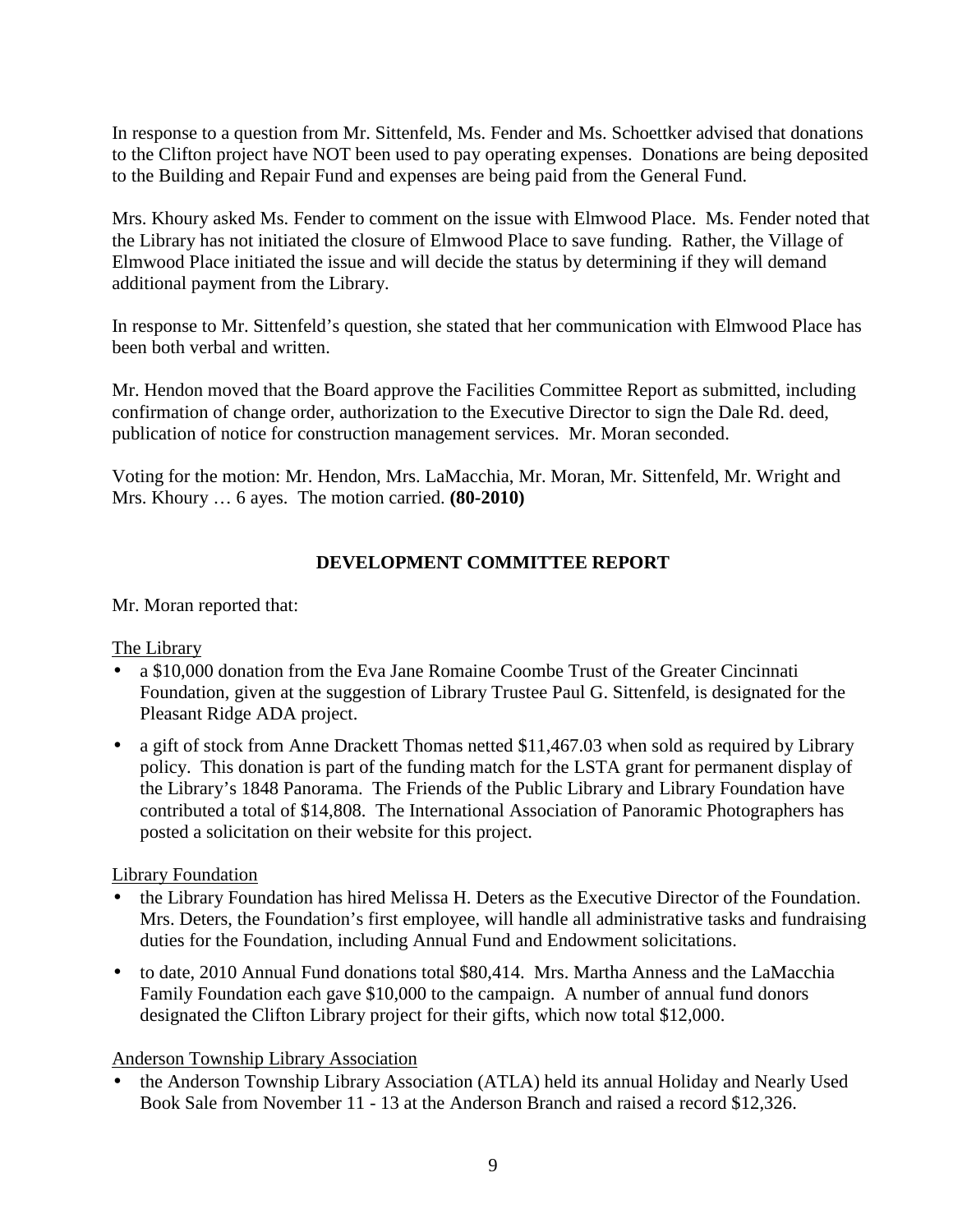In response to a question from Mr. Sittenfeld, Ms. Fender and Ms. Schoettker advised that donations to the Clifton project have NOT been used to pay operating expenses. Donations are being deposited to the Building and Repair Fund and expenses are being paid from the General Fund.

Mrs. Khoury asked Ms. Fender to comment on the issue with Elmwood Place. Ms. Fender noted that the Library has not initiated the closure of Elmwood Place to save funding. Rather, the Village of Elmwood Place initiated the issue and will decide the status by determining if they will demand additional payment from the Library.

In response to Mr. Sittenfeld's question, she stated that her communication with Elmwood Place has been both verbal and written.

Mr. Hendon moved that the Board approve the Facilities Committee Report as submitted, including confirmation of change order, authorization to the Executive Director to sign the Dale Rd. deed, publication of notice for construction management services. Mr. Moran seconded.

Voting for the motion: Mr. Hendon, Mrs. LaMacchia, Mr. Moran, Mr. Sittenfeld, Mr. Wright and Mrs. Khoury … 6 ayes. The motion carried. **(80-2010)**

## DEVELOPMENT COMMITTEE REPORT

Mr. Moran reported that:

<u>The Library</u>

- a $10,000 donation from the Eva Jane Romaine Coombe Trust of the Greater Cincinnati Foundation, given at the suggestion of Library Trustee Paul G. Sittenfeld, is designated for the Pleasant Ridge ADA project.
- a gift of stock from Anne Drackett Thomas netted $11,467.03 when sold as required by Library policy. This donation is part of the funding match for the LSTA grant for permanent display of the Library's 1848 Panorama. The Friends of the Public Library and Library Foundation have contributed a total of $14,808. The International Association of Panoramic Photographers has posted a solicitation on their website for this project.

<u>Library Foundation</u>

- the Library Foundation has hired Melissa H. Deters as the Executive Director of the Foundation. Mrs. Deters, the Foundation's first employee, will handle all administrative tasks and fundraising duties for the Foundation, including Annual Fund and Endowment solicitations.
- to date, 2010 Annual Fund donations total $80,414. Mrs. Martha Anness and the LaMacchia Family Foundation each gave $10,000 to the campaign. A number of annual fund donors designated the Clifton Library project for their gifts, which now total $12,000.

<u>Anderson Township Library Association</u>

- the Anderson Township Library Association (ATLA) held its annual Holiday and Nearly Used Book Sale from November 11 - 13 at the Anderson Branch and raised a record $12,326.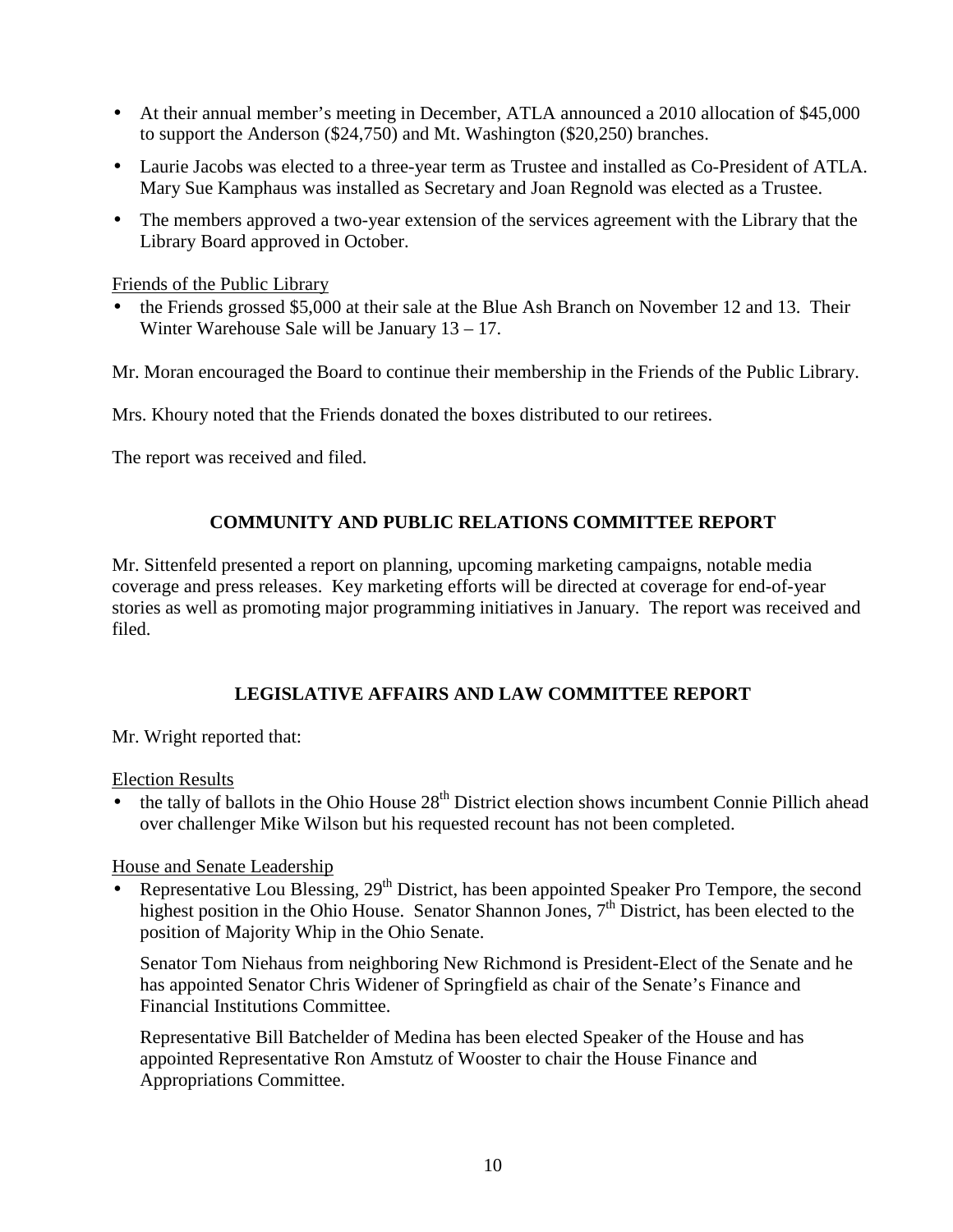- At their annual member's meeting in December, ATLA announced a 2010 allocation of $45,000 to support the Anderson ($24,750) and Mt. Washington ($20,250) branches.
- Laurie Jacobs was elected to a three-year term as Trustee and installed as Co-President of ATLA. Mary Sue Kamphaus was installed as Secretary and Joan Regnold was elected as a Trustee.
- The members approved a two-year extension of the services agreement with the Library that the Library Board approved in October.

<u>Friends of the Public Library</u>

- the Friends grossed $5,000 at their sale at the Blue Ash Branch on November 12 and 13. Their Winter Warehouse Sale will be January 13 – 17.

Mr. Moran encouraged the Board to continue their membership in the Friends of the Public Library.

Mrs. Khoury noted that the Friends donated the boxes distributed to our retirees.

The report was received and filed.

## COMMUNITY AND PUBLIC RELATIONS COMMITTEE REPORT

Mr. Sittenfeld presented a report on planning, upcoming marketing campaigns, notable media coverage and press releases. Key marketing efforts will be directed at coverage for end-of-year stories as well as promoting major programming initiatives in January. The report was received and filed.

## LEGISLATIVE AFFAIRS AND LAW COMMITTEE REPORT

Mr. Wright reported that:

<u>Election Results</u>

- the tally of ballots in the Ohio House 28th District election shows incumbent Connie Pillich ahead over challenger Mike Wilson but his requested recount has not been completed.

<u>House and Senate Leadership</u>

- Representative Lou Blessing, 29th District, has been appointed Speaker Pro Tempore, the second highest position in the Ohio House. Senator Shannon Jones, 7th District, has been elected to the position of Majority Whip in the Ohio Senate.

  Senator Tom Niehaus from neighboring New Richmond is President-Elect of the Senate and he has appointed Senator Chris Widener of Springfield as chair of the Senate's Finance and Financial Institutions Committee.

  Representative Bill Batchelder of Medina has been elected Speaker of the House and has appointed Representative Ron Amstutz of Wooster to chair the House Finance and Appropriations Committee.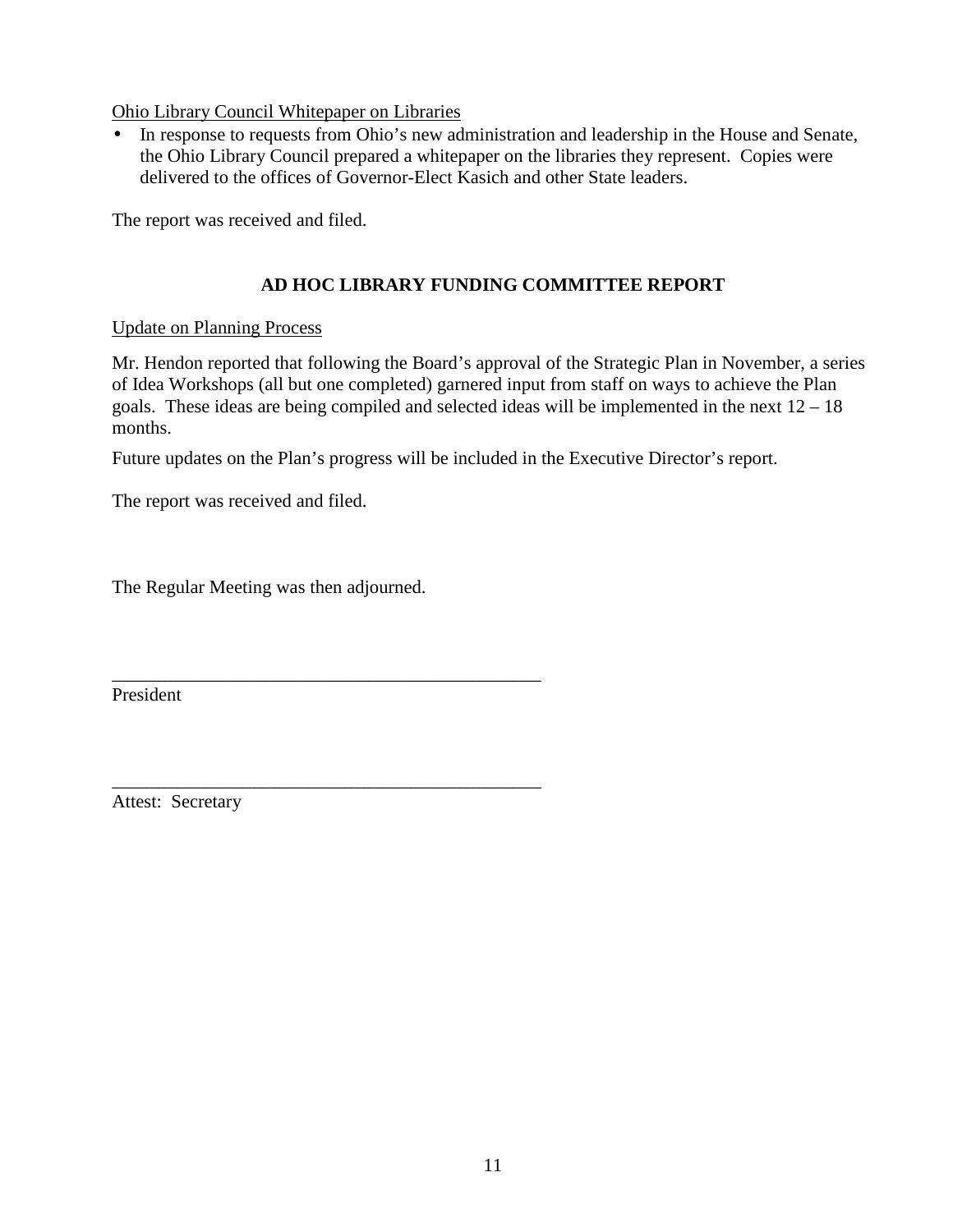Ohio Library Council Whitepaper on Libraries

- In response to requests from Ohio's new administration and leadership in the House and Senate, the Ohio Library Council prepared a whitepaper on the libraries they represent. Copies were delivered to the offices of Governor-Elect Kasich and other State leaders.

The report was received and filed.

## AD HOC LIBRARY FUNDING COMMITTEE REPORT

Update on Planning Process

Mr. Hendon reported that following the Board's approval of the Strategic Plan in November, a series of Idea Workshops (all but one completed) garnered input from staff on ways to achieve the Plan goals. These ideas are being compiled and selected ideas will be implemented in the next 12 – 18 months.

Future updates on the Plan's progress will be included in the Executive Director's report.

The report was received and filed.

The Regular Meeting was then adjourned.

\_\_\_\_\_\_\_\_\_\_\_\_\_\_\_\_\_\_\_\_\_\_\_\_\_\_\_\_\_\_\_\_\_\_\_\_\_\_\_\_\_\_\_\_\_\_
President

\_\_\_\_\_\_\_\_\_\_\_\_\_\_\_\_\_\_\_\_\_\_\_\_\_\_\_\_\_\_\_\_\_\_\_\_\_\_\_\_\_\_\_\_\_\_
Attest: Secretary